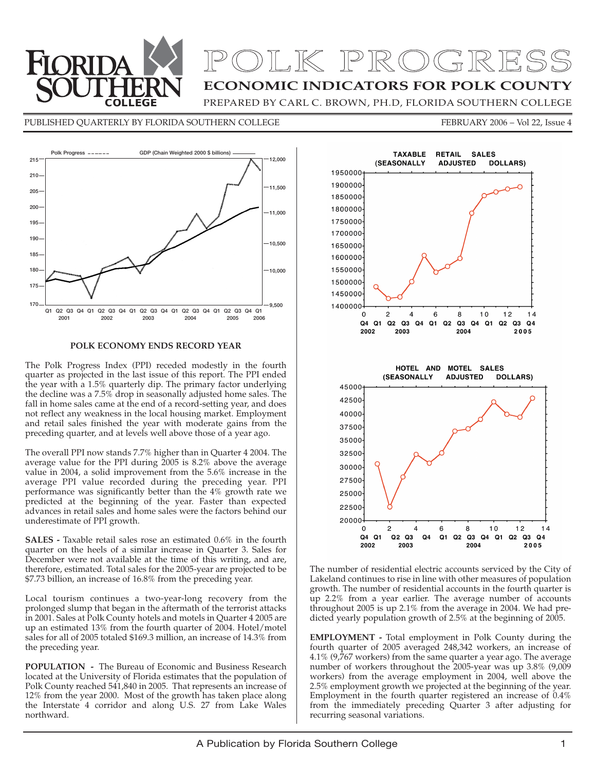# POLK PROGRESS

## ECONOMIC INDICATORS FOR POLK COUNTY

PREPARED BY CARL C. BROWN, PH.D, FLORIDA SOUTHERN COLLEGE

PUBLISHED QUARTERLY BY FLORIDA SOUTHERN COLLEGE — FEBRUARY 2006 – Vol 22, Issue 4

### POLK ECONOMY ENDS RECORD YEAR

The Polk Progress Index (PPI) receded modestly in the fourth quarter as projected in the last issue of this report. The PPI ended the year with a 1.5% quarterly dip. The primary factor underlying the decline was a 7.5% drop in seasonally adjusted home sales. The fall in home sales came at the end of a record-setting year, and does not reflect any weakness in the local housing market. Employment and retail sales finished the year with moderate gains from the preceding quarter, and at levels well above those of a year ago.

The overall PPI now stands 7.7% higher than in Quarter 4 2004. The average value for the PPI during 2005 is 8.2% above the average value in 2004, a solid improvement from the 5.6% increase in the average PPI value recorded during the preceding year. PPI performance was significantly better than the 4% growth rate we predicted at the beginning of the year. Faster than expected advances in retail sales and home sales were the factors behind our underestimate of PPI growth.

**SALES -** Taxable retail sales rose an estimated 0.6% in the fourth quarter on the heels of a similar increase in Quarter 3. Sales for December were not available at the time of this writing, and are, therefore, estimated. Total sales for the 2005-year are projected to be $7.73 billion, an increase of 16.8% from the preceding year.

Local tourism continues a two-year-long recovery from the prolonged slump that began in the aftermath of the terrorist attacks in 2001. Sales at Polk County hotels and motels in Quarter 4 2005 are up an estimated 13% from the fourth quarter of 2004. Hotel/motel sales for all of 2005 totaled $169.3 million, an increase of 14.3% from the preceding year.

**POPULATION -** The Bureau of Economic and Business Research located at the University of Florida estimates that the population of Polk County reached 541,840 in 2005. That represents an increase of 12% from the year 2000. Most of the growth has taken place along the Interstate 4 corridor and along U.S. 27 from Lake Wales northward.

The number of residential electric accounts serviced by the City of Lakeland continues to rise in line with other measures of population growth. The number of residential accounts in the fourth quarter is up 2.2% from a year earlier. The average number of accounts throughout 2005 is up 2.1% from the average in 2004. We had predicted yearly population growth of 2.5% at the beginning of 2005.

**EMPLOYMENT -** Total employment in Polk County during the fourth quarter of 2005 averaged 248,342 workers, an increase of 4.1% (9,767 workers) from the same quarter a year ago. The average number of workers throughout the 2005-year was up 3.8% (9,009 workers) from the average employment in 2004, well above the 2.5% employment growth we projected at the beginning of the year. Employment in the fourth quarter registered an increase of 0.4% from the immediately preceding Quarter 3 after adjusting for recurring seasonal variations.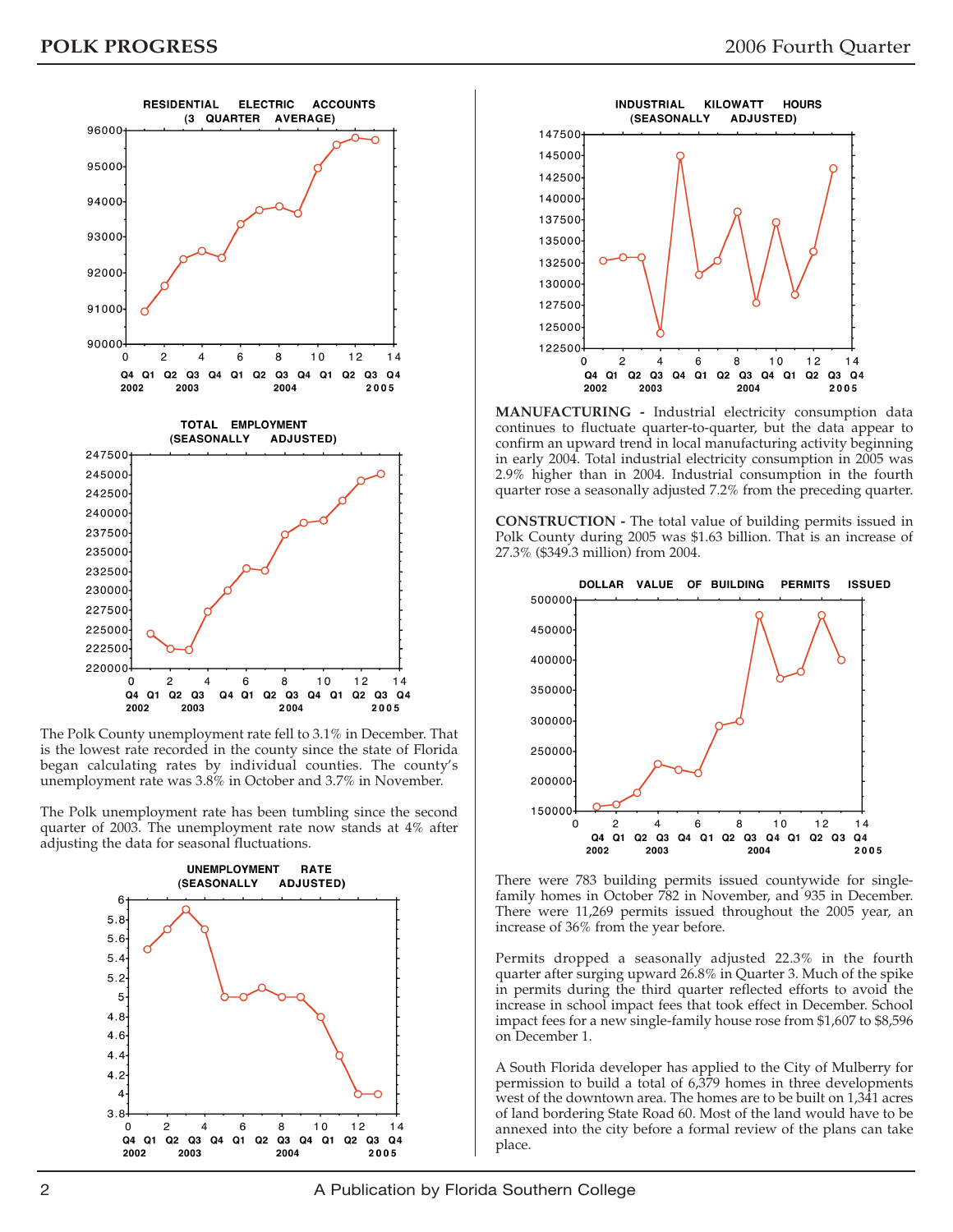**The Polk County unemployment rate fell to 3.1% in December.** That is the lowest rate recorded in the county since the state of Florida began calculating rates by individual counties. The county's unemployment rate was 3.8% in October and 3.7% in November.

The Polk unemployment rate has been tumbling since the second quarter of 2003. The unemployment rate now stands at 4% after adjusting the data for seasonal fluctuations.

**MANUFACTURING -** Industrial electricity consumption data continues to fluctuate quarter-to-quarter, but the data appear to confirm an upward trend in local manufacturing activity beginning in early 2004. Total industrial electricity consumption in 2005 was 2.9% higher than in 2004. Industrial consumption in the fourth quarter rose a seasonally adjusted 7.2% from the preceding quarter.

**CONSTRUCTION -** The total value of building permits issued in Polk County during 2005 was $1.63 billion. That is an increase of 27.3% ($349.3 million) from 2004.

There were 783 building permits issued countywide for single-family homes in October 782 in November, and 935 in December. There were 11,269 permits issued throughout the 2005 year, an increase of 36% from the year before.

Permits dropped a seasonally adjusted 22.3% in the fourth quarter after surging upward 26.8% in Quarter 3. Much of the spike in permits during the third quarter reflected efforts to avoid the increase in school impact fees that took effect in December. School impact fees for a new single-family house rose from $1,607 to $8,596 on December 1.

A South Florida developer has applied to the City of Mulberry for permission to build a total of 6,379 homes in three developments west of the downtown area. The homes are to be built on 1,341 acres of land bordering State Road 60. Most of the land would have to be annexed into the city before a formal review of the plans can take place.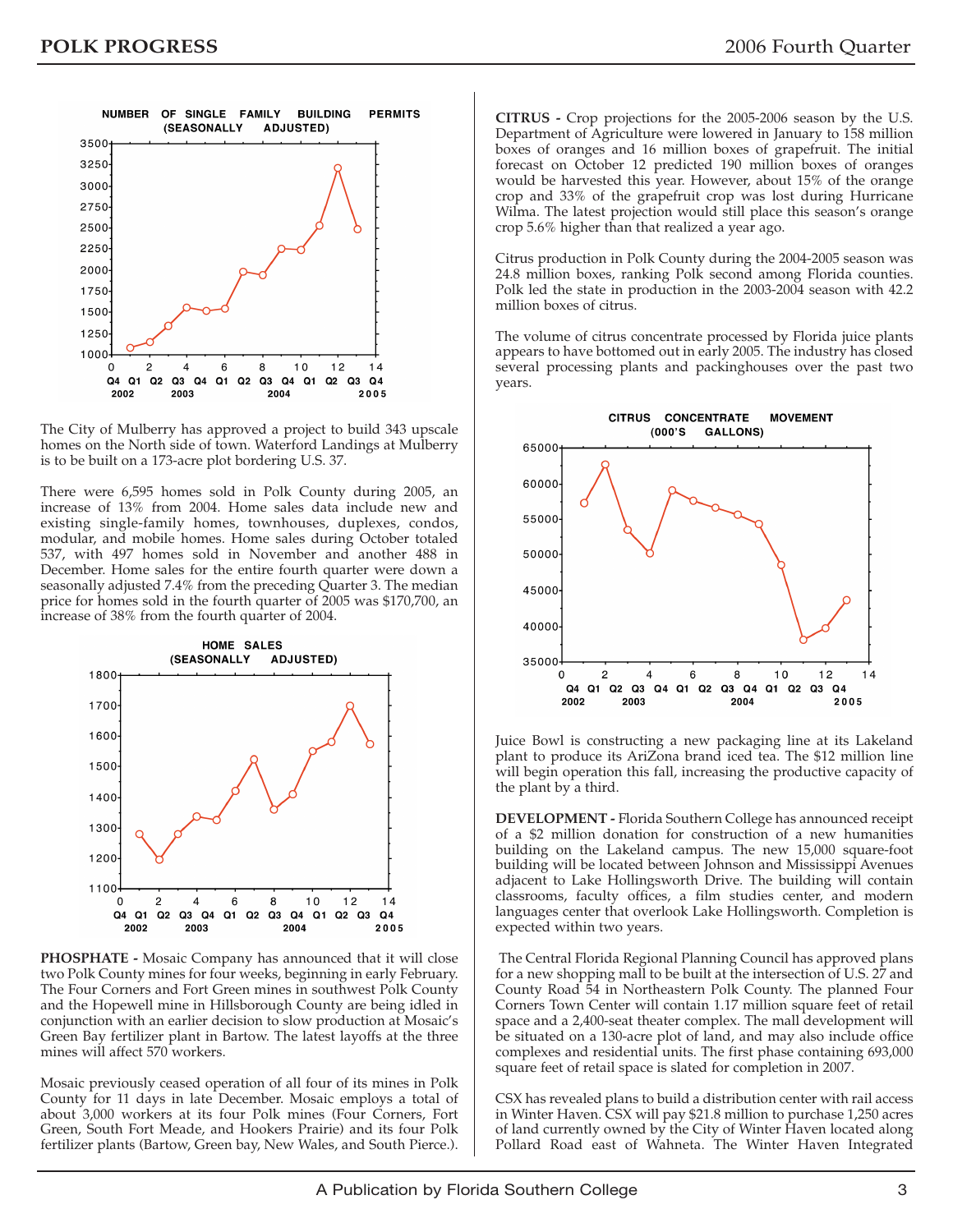NUMBER OF SINGLE FAMILY BUILDING PERMITS (SEASONALLY ADJUSTED)

The City of Mulberry has approved a project to build 343 upscale homes on the North side of town. Waterford Landings at Mulberry is to be built on a 173-acre plot bordering U.S. 37.

There were 6,595 homes sold in Polk County during 2005, an increase of 13% from 2004. Home sales data include new and existing single-family homes, townhouses, duplexes, condos, modular, and mobile homes. Home sales during October totaled 537, with 497 homes sold in November and another 488 in December. Home sales for the entire fourth quarter were down a seasonally adjusted 7.4% from the preceding Quarter 3. The median price for homes sold in the fourth quarter of 2005 was $170,700, an increase of 38% from the fourth quarter of 2004.

HOME SALES (SEASONALLY ADJUSTED)

**PHOSPHATE -** Mosaic Company has announced that it will close two Polk County mines for four weeks, beginning in early February. The Four Corners and Fort Green mines in southwest Polk County and the Hopewell mine in Hillsborough County are being idled in conjunction with an earlier decision to slow production at Mosaic's Green Bay fertilizer plant in Bartow. The latest layoffs at the three mines will affect 570 workers.

Mosaic previously ceased operation of all four of its mines in Polk County for 11 days in late December. Mosaic employs a total of about 3,000 workers at its four Polk mines (Four Corners, Fort Green, South Fort Meade, and Hookers Prairie) and its four Polk fertilizer plants (Bartow, Green bay, New Wales, and South Pierce.).

**CITRUS -** Crop projections for the 2005-2006 season by the U.S. Department of Agriculture were lowered in January to 158 million boxes of oranges and 16 million boxes of grapefruit. The initial forecast on October 12 predicted 190 million boxes of oranges would be harvested this year. However, about 15% of the orange crop and 33% of the grapefruit crop was lost during Hurricane Wilma. The latest projection would still place this season's orange crop 5.6% higher than that realized a year ago.

Citrus production in Polk County during the 2004-2005 season was 24.8 million boxes, ranking Polk second among Florida counties. Polk led the state in production in the 2003-2004 season with 42.2 million boxes of citrus.

The volume of citrus concentrate processed by Florida juice plants appears to have bottomed out in early 2005. The industry has closed several processing plants and packinghouses over the past two years.

CITRUS CONCENTRATE MOVEMENT (000'S GALLONS)

Juice Bowl is constructing a new packaging line at its Lakeland plant to produce its AriZona brand iced tea. The $12 million line will begin operation this fall, increasing the productive capacity of the plant by a third.

**DEVELOPMENT -** Florida Southern College has announced receipt of a $2 million donation for construction of a new humanities building on the Lakeland campus. The new 15,000 square-foot building will be located between Johnson and Mississippi Avenues adjacent to Lake Hollingsworth Drive. The building will contain classrooms, faculty offices, a film studies center, and modern languages center that overlook Lake Hollingsworth. Completion is expected within two years.

The Central Florida Regional Planning Council has approved plans for a new shopping mall to be built at the intersection of U.S. 27 and County Road 54 in Northeastern Polk County. The planned Four Corners Town Center will contain 1.17 million square feet of retail space and a 2,400-seat theater complex. The mall development will be situated on a 130-acre plot of land, and may also include office complexes and residential units. The first phase containing 693,000 square feet of retail space is slated for completion in 2007.

CSX has revealed plans to build a distribution center with rail access in Winter Haven. CSX will pay $21.8 million to purchase 1,250 acres of land currently owned by the City of Winter Haven located along Pollard Road east of Wahneta. The Winter Haven Integrated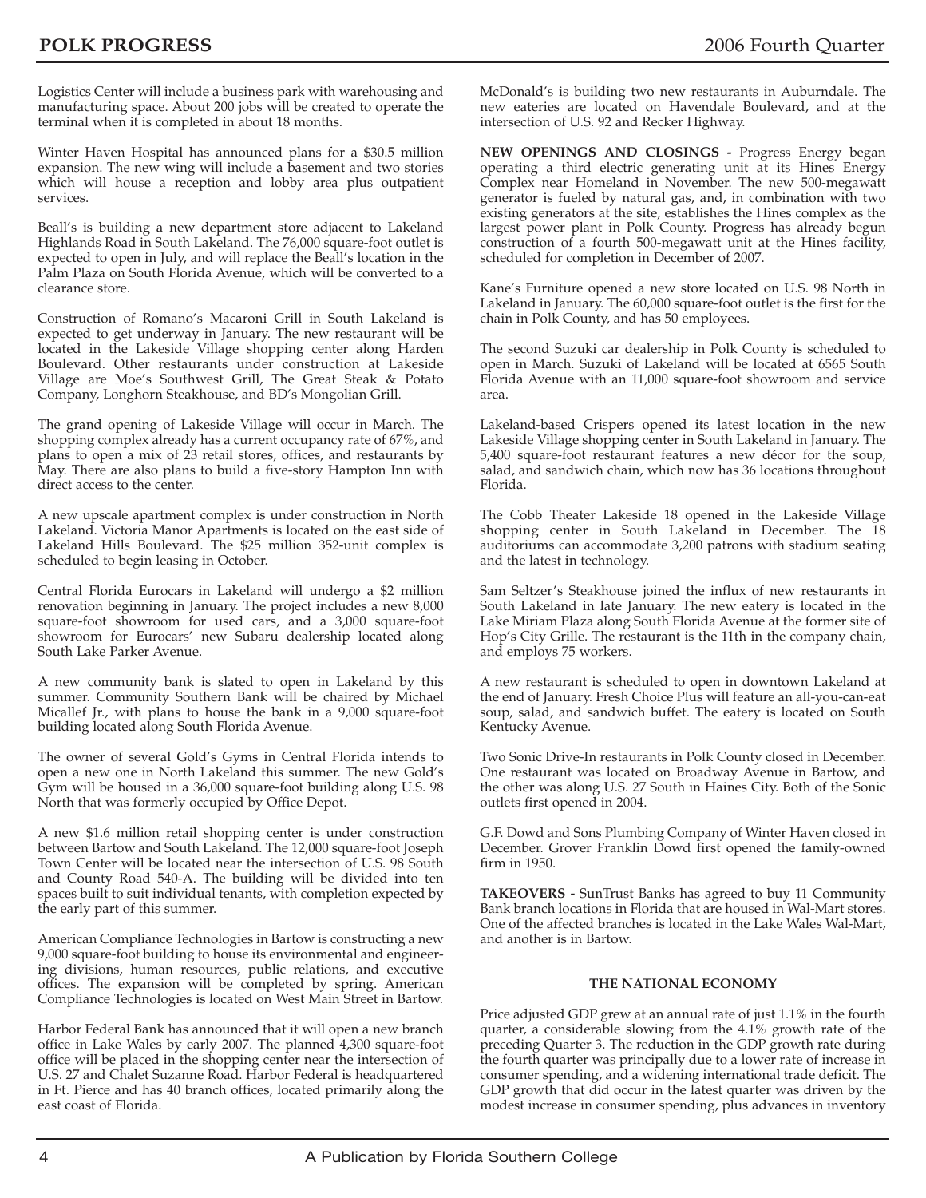Logistics Center will include a business park with warehousing and manufacturing space. About 200 jobs will be created to operate the terminal when it is completed in about 18 months.

Winter Haven Hospital has announced plans for a $30.5 million expansion. The new wing will include a basement and two stories which will house a reception and lobby area plus outpatient services.

Beall's is building a new department store adjacent to Lakeland Highlands Road in South Lakeland. The 76,000 square-foot outlet is expected to open in July, and will replace the Beall's location in the Palm Plaza on South Florida Avenue, which will be converted to a clearance store.

Construction of Romano's Macaroni Grill in South Lakeland is expected to get underway in January. The new restaurant will be located in the Lakeside Village shopping center along Harden Boulevard. Other restaurants under construction at Lakeside Village are Moe's Southwest Grill, The Great Steak & Potato Company, Longhorn Steakhouse, and BD's Mongolian Grill.

The grand opening of Lakeside Village will occur in March. The shopping complex already has a current occupancy rate of 67%, and plans to open a mix of 23 retail stores, offices, and restaurants by May. There are also plans to build a five-story Hampton Inn with direct access to the center.

A new upscale apartment complex is under construction in North Lakeland. Victoria Manor Apartments is located on the east side of Lakeland Hills Boulevard. The $25 million 352-unit complex is scheduled to begin leasing in October.

Central Florida Eurocars in Lakeland will undergo a $2 million renovation beginning in January. The project includes a new 8,000 square-foot showroom for used cars, and a 3,000 square-foot showroom for Eurocars' new Subaru dealership located along South Lake Parker Avenue.

A new community bank is slated to open in Lakeland by this summer. Community Southern Bank will be chaired by Michael Micallef Jr., with plans to house the bank in a 9,000 square-foot building located along South Florida Avenue.

The owner of several Gold's Gyms in Central Florida intends to open a new one in North Lakeland this summer. The new Gold's Gym will be housed in a 36,000 square-foot building along U.S. 98 North that was formerly occupied by Office Depot.

A new $1.6 million retail shopping center is under construction between Bartow and South Lakeland. The 12,000 square-foot Joseph Town Center will be located near the intersection of U.S. 98 South and County Road 540-A. The building will be divided into ten spaces built to suit individual tenants, with completion expected by the early part of this summer.

American Compliance Technologies in Bartow is constructing a new 9,000 square-foot building to house its environmental and engineering divisions, human resources, public relations, and executive offices. The expansion will be completed by spring. American Compliance Technologies is located on West Main Street in Bartow.

Harbor Federal Bank has announced that it will open a new branch office in Lake Wales by early 2007. The planned 4,300 square-foot office will be placed in the shopping center near the intersection of U.S. 27 and Chalet Suzanne Road. Harbor Federal is headquartered in Ft. Pierce and has 40 branch offices, located primarily along the east coast of Florida.

McDonald's is building two new restaurants in Auburndale. The new eateries are located on Havendale Boulevard, and at the intersection of U.S. 92 and Recker Highway.

**NEW OPENINGS AND CLOSINGS -** Progress Energy began operating a third electric generating unit at its Hines Energy Complex near Homeland in November. The new 500-megawatt generator is fueled by natural gas, and, in combination with two existing generators at the site, establishes the Hines complex as the largest power plant in Polk County. Progress has already begun construction of a fourth 500-megawatt unit at the Hines facility, scheduled for completion in December of 2007.

Kane's Furniture opened a new store located on U.S. 98 North in Lakeland in January. The 60,000 square-foot outlet is the first for the chain in Polk County, and has 50 employees.

The second Suzuki car dealership in Polk County is scheduled to open in March. Suzuki of Lakeland will be located at 6565 South Florida Avenue with an 11,000 square-foot showroom and service area.

Lakeland-based Crispers opened its latest location in the new Lakeside Village shopping center in South Lakeland in January. The 5,400 square-foot restaurant features a new décor for the soup, salad, and sandwich chain, which now has 36 locations throughout Florida.

The Cobb Theater Lakeside 18 opened in the Lakeside Village shopping center in South Lakeland in December. The 18 auditoriums can accommodate 3,200 patrons with stadium seating and the latest in technology.

Sam Seltzer's Steakhouse joined the influx of new restaurants in South Lakeland in late January. The new eatery is located in the Lake Miriam Plaza along South Florida Avenue at the former site of Hop's City Grille. The restaurant is the 11th in the company chain, and employs 75 workers.

A new restaurant is scheduled to open in downtown Lakeland at the end of January. Fresh Choice Plus will feature an all-you-can-eat soup, salad, and sandwich buffet. The eatery is located on South Kentucky Avenue.

Two Sonic Drive-In restaurants in Polk County closed in December. One restaurant was located on Broadway Avenue in Bartow, and the other was along U.S. 27 South in Haines City. Both of the Sonic outlets first opened in 2004.

G.F. Dowd and Sons Plumbing Company of Winter Haven closed in December. Grover Franklin Dowd first opened the family-owned firm in 1950.

**TAKEOVERS -** SunTrust Banks has agreed to buy 11 Community Bank branch locations in Florida that are housed in Wal-Mart stores. One of the affected branches is located in the Lake Wales Wal-Mart, and another is in Bartow.

## THE NATIONAL ECONOMY

Price adjusted GDP grew at an annual rate of just 1.1% in the fourth quarter, a considerable slowing from the 4.1% growth rate of the preceding Quarter 3. The reduction in the GDP growth rate during the fourth quarter was principally due to a lower rate of increase in consumer spending, and a widening international trade deficit. The GDP growth that did occur in the latest quarter was driven by the modest increase in consumer spending, plus advances in inventory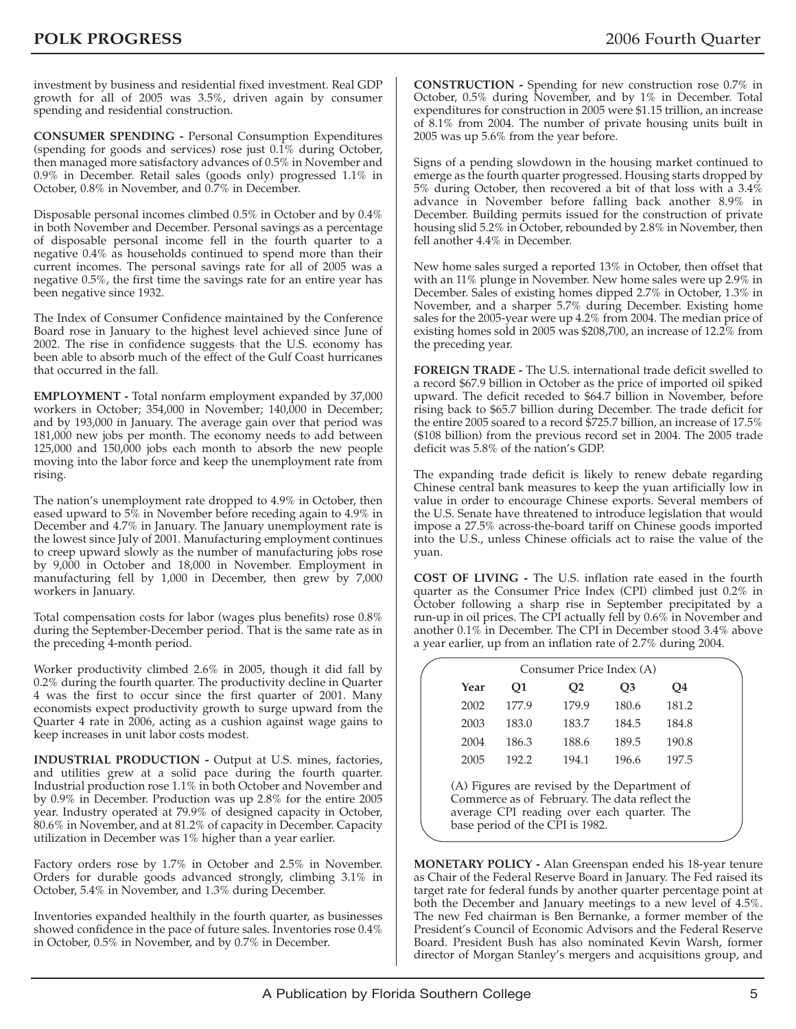investment by business and residential fixed investment. Real GDP growth for all of 2005 was 3.5%, driven again by consumer spending and residential construction.

**CONSUMER SPENDING -** Personal Consumption Expenditures (spending for goods and services) rose just 0.1% during October, then managed more satisfactory advances of 0.5% in November and 0.9% in December. Retail sales (goods only) progressed 1.1% in October, 0.8% in November, and 0.7% in December.

Disposable personal incomes climbed 0.5% in October and by 0.4% in both November and December. Personal savings as a percentage of disposable personal income fell in the fourth quarter to a negative 0.4% as households continued to spend more than their current incomes. The personal savings rate for all of 2005 was a negative 0.5%, the first time the savings rate for an entire year has been negative since 1932.

The Index of Consumer Confidence maintained by the Conference Board rose in January to the highest level achieved since June of 2002. The rise in confidence suggests that the U.S. economy has been able to absorb much of the effect of the Gulf Coast hurricanes that occurred in the fall.

**EMPLOYMENT -** Total nonfarm employment expanded by 37,000 workers in October; 354,000 in November; 140,000 in December; and by 193,000 in January. The average gain over that period was 181,000 new jobs per month. The economy needs to add between 125,000 and 150,000 jobs each month to absorb the new people moving into the labor force and keep the unemployment rate from rising.

The nation's unemployment rate dropped to 4.9% in October, then eased upward to 5% in November before receding again to 4.9% in December and 4.7% in January. The January unemployment rate is the lowest since July of 2001. Manufacturing employment continues to creep upward slowly as the number of manufacturing jobs rose by 9,000 in October and 18,000 in November. Employment in manufacturing fell by 1,000 in December, then grew by 7,000 workers in January.

Total compensation costs for labor (wages plus benefits) rose 0.8% during the September-December period. That is the same rate as in the preceding 4-month period.

Worker productivity climbed 2.6% in 2005, though it did fall by 0.2% during the fourth quarter. The productivity decline in Quarter 4 was the first to occur since the first quarter of 2001. Many economists expect productivity growth to surge upward from the Quarter 4 rate in 2006, acting as a cushion against wage gains to keep increases in unit labor costs modest.

**INDUSTRIAL PRODUCTION -** Output at U.S. mines, factories, and utilities grew at a solid pace during the fourth quarter. Industrial production rose 1.1% in both October and November and by 0.9% in December. Production was up 2.8% for the entire 2005 year. Industry operated at 79.9% of designed capacity in October, 80.6% in November, and at 81.2% of capacity in December. Capacity utilization in December was 1% higher than a year earlier.

Factory orders rose by 1.7% in October and 2.5% in November. Orders for durable goods advanced strongly, climbing 3.1% in October, 5.4% in November, and 1.3% during December.

Inventories expanded healthily in the fourth quarter, as businesses showed confidence in the pace of future sales. Inventories rose 0.4% in October, 0.5% in November, and by 0.7% in December.

**CONSTRUCTION -** Spending for new construction rose 0.7% in October, 0.5% during November, and by 1% in December. Total expenditures for construction in 2005 were $1.15 trillion, an increase of 8.1% from 2004. The number of private housing units built in 2005 was up 5.6% from the year before.

Signs of a pending slowdown in the housing market continued to emerge as the fourth quarter progressed. Housing starts dropped by 5% during October, then recovered a bit of that loss with a 3.4% advance in November before falling back another 8.9% in December. Building permits issued for the construction of private housing slid 5.2% in October, rebounded by 2.8% in November, then fell another 4.4% in December.

New home sales surged a reported 13% in October, then offset that with an 11% plunge in November. New home sales were up 2.9% in December. Sales of existing homes dipped 2.7% in October, 1.3% in November, and a sharper 5.7% during December. Existing home sales for the 2005-year were up 4.2% from 2004. The median price of existing homes sold in 2005 was $208,700, an increase of 12.2% from the preceding year.

**FOREIGN TRADE -** The U.S. international trade deficit swelled to a record $67.9 billion in October as the price of imported oil spiked upward. The deficit receded to $64.7 billion in November, before rising back to $65.7 billion during December. The trade deficit for the entire 2005 soared to a record $725.7 billion, an increase of 17.5% ($108 billion) from the previous record set in 2004. The 2005 trade deficit was 5.8% of the nation's GDP.

The expanding trade deficit is likely to renew debate regarding Chinese central bank measures to keep the yuan artificially low in value in order to encourage Chinese exports. Several members of the U.S. Senate have threatened to introduce legislation that would impose a 27.5% across-the-board tariff on Chinese goods imported into the U.S., unless Chinese officials act to raise the value of the yuan.

**COST OF LIVING -** The U.S. inflation rate eased in the fourth quarter as the Consumer Price Index (CPI) climbed just 0.2% in October following a sharp rise in September precipitated by a run-up in oil prices. The CPI actually fell by 0.6% in November and another 0.1% in December. The CPI in December stood 3.4% above a year earlier, up from an inflation rate of 2.7% during 2004.

Consumer Price Index (A)

| Year | Q1 | Q2 | Q3 | Q4 |
|---|---|---|---|---|
| 2002 | 177.9 | 179.9 | 180.6 | 181.2 |
| 2003 | 183.0 | 183.7 | 184.5 | 184.8 |
| 2004 | 186.3 | 188.6 | 189.5 | 190.8 |
| 2005 | 192.2 | 194.1 | 196.6 | 197.5 |

(A) Figures are revised by the Department of Commerce as of February. The data reflect the average CPI reading over each quarter. The base period of the CPI is 1982.

**MONETARY POLICY -** Alan Greenspan ended his 18-year tenure as Chair of the Federal Reserve Board in January. The Fed raised its target rate for federal funds by another quarter percentage point at both the December and January meetings to a new level of 4.5%. The new Fed chairman is Ben Bernanke, a former member of the President's Council of Economic Advisors and the Federal Reserve Board. President Bush has also nominated Kevin Warsh, former director of Morgan Stanley's mergers and acquisitions group, and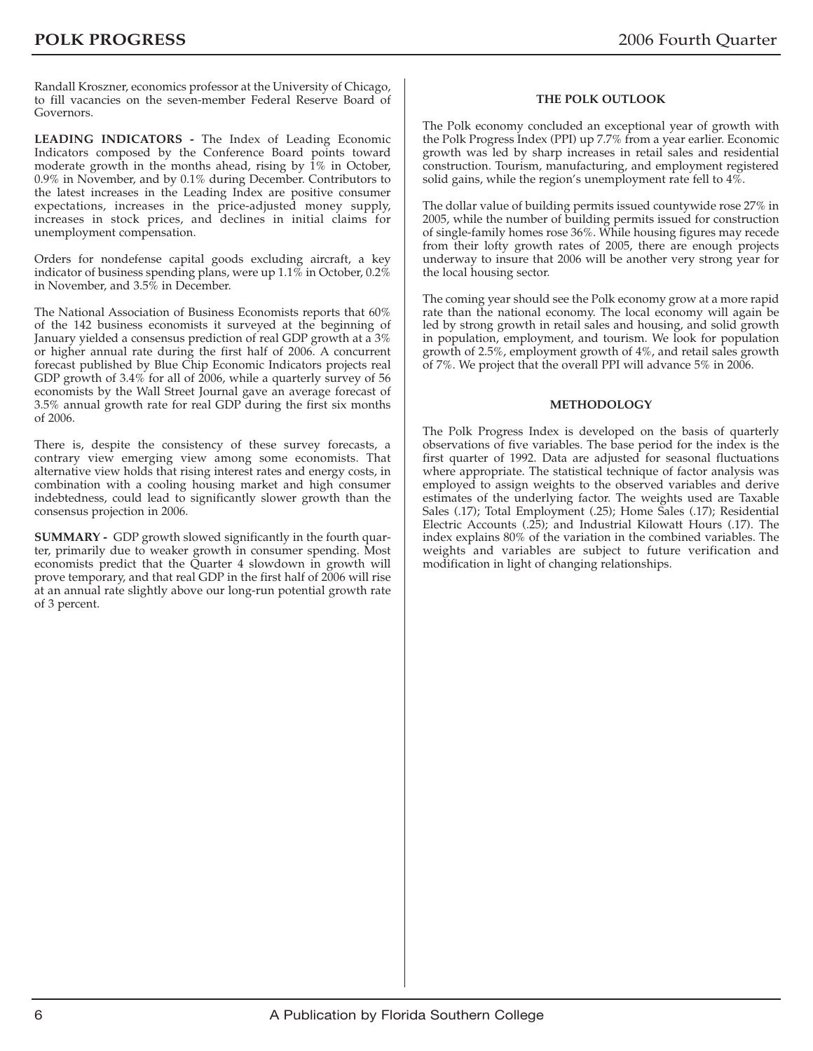Randall Kroszner, economics professor at the University of Chicago, to fill vacancies on the seven-member Federal Reserve Board of Governors.

**LEADING INDICATORS -** The Index of Leading Economic Indicators composed by the Conference Board points toward moderate growth in the months ahead, rising by 1% in October, 0.9% in November, and by 0.1% during December. Contributors to the latest increases in the Leading Index are positive consumer expectations, increases in the price-adjusted money supply, increases in stock prices, and declines in initial claims for unemployment compensation.

Orders for nondefense capital goods excluding aircraft, a key indicator of business spending plans, were up 1.1% in October, 0.2% in November, and 3.5% in December.

The National Association of Business Economists reports that 60% of the 142 business economists it surveyed at the beginning of January yielded a consensus prediction of real GDP growth at a 3% or higher annual rate during the first half of 2006. A concurrent forecast published by Blue Chip Economic Indicators projects real GDP growth of 3.4% for all of 2006, while a quarterly survey of 56 economists by the Wall Street Journal gave an average forecast of 3.5% annual growth rate for real GDP during the first six months of 2006.

There is, despite the consistency of these survey forecasts, a contrary view emerging view among some economists. That alternative view holds that rising interest rates and energy costs, in combination with a cooling housing market and high consumer indebtedness, could lead to significantly slower growth than the consensus projection in 2006.

**SUMMARY -** GDP growth slowed significantly in the fourth quarter, primarily due to weaker growth in consumer spending. Most economists predict that the Quarter 4 slowdown in growth will prove temporary, and that real GDP in the first half of 2006 will rise at an annual rate slightly above our long-run potential growth rate of 3 percent.

### THE POLK OUTLOOK

The Polk economy concluded an exceptional year of growth with the Polk Progress Index (PPI) up 7.7% from a year earlier. Economic growth was led by sharp increases in retail sales and residential construction. Tourism, manufacturing, and employment registered solid gains, while the region's unemployment rate fell to 4%.

The dollar value of building permits issued countywide rose 27% in 2005, while the number of building permits issued for construction of single-family homes rose 36%. While housing figures may recede from their lofty growth rates of 2005, there are enough projects underway to insure that 2006 will be another very strong year for the local housing sector.

The coming year should see the Polk economy grow at a more rapid rate than the national economy. The local economy will again be led by strong growth in retail sales and housing, and solid growth in population, employment, and tourism. We look for population growth of 2.5%, employment growth of 4%, and retail sales growth of 7%. We project that the overall PPI will advance 5% in 2006.

### METHODOLOGY

The Polk Progress Index is developed on the basis of quarterly observations of five variables. The base period for the index is the first quarter of 1992. Data are adjusted for seasonal fluctuations where appropriate. The statistical technique of factor analysis was employed to assign weights to the observed variables and derive estimates of the underlying factor. The weights used are Taxable Sales (.17); Total Employment (.25); Home Sales (.17); Residential Electric Accounts (.25); and Industrial Kilowatt Hours (.17). The index explains 80% of the variation in the combined variables. The weights and variables are subject to future verification and modification in light of changing relationships.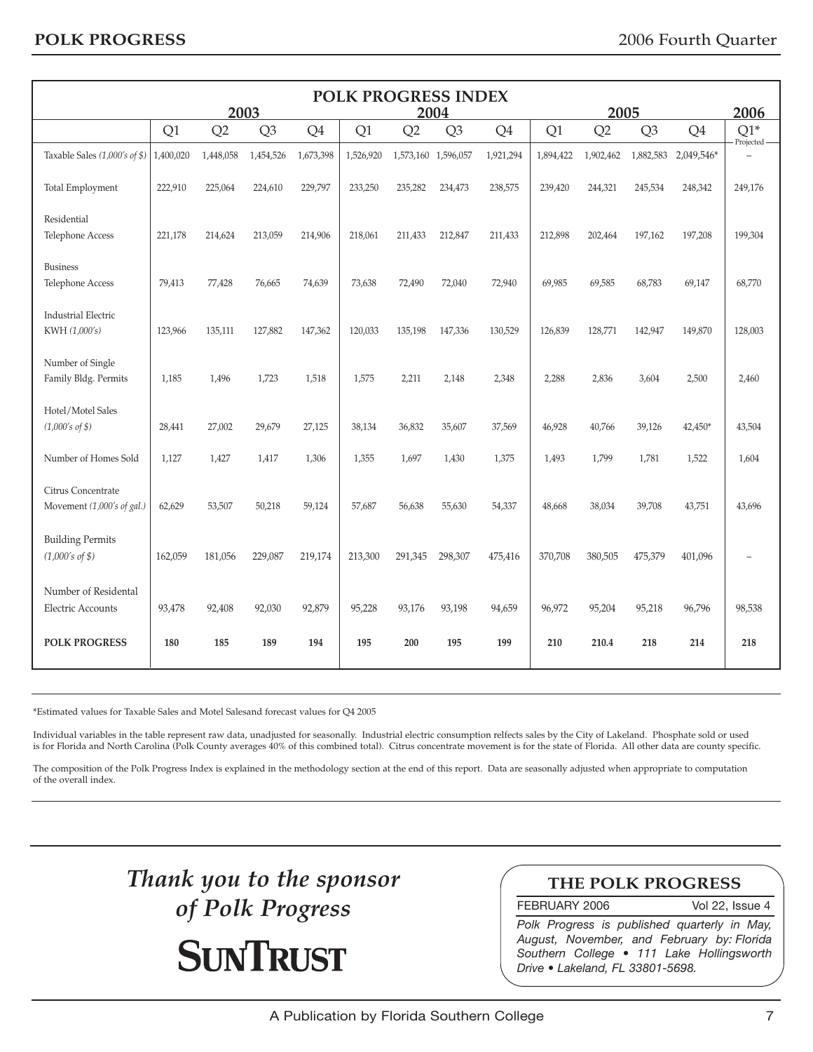## POLK PROGRESS INDEX

| | 2003 | | | | 2004 | | | | 2005 | | | | 2006 |
|---|---|---|---|---|---|---|---|---|---|---|---|---|---|
| | Q1 | Q2 | Q3 | Q4 | Q1 | Q2 | Q3 | Q4 | Q1 | Q2 | Q3 | Q4 | Q1* Projected |
| Taxable Sales *(1,000's of $)* | 1,400,020 | 1,448,058 | 1,454,526 | 1,673,398 | 1,526,920 | 1,573,160 | 1,596,057 | 1,921,294 | 1,894,422 | 1,902,462 | 1,882,583 | 2,049,546* | – |
| Total Employment | 222,910 | 225,064 | 224,610 | 229,797 | 233,250 | 235,282 | 234,473 | 238,575 | 239,420 | 244,321 | 245,534 | 248,342 | 249,176 |
| Residential Telephone Access | 221,178 | 214,624 | 213,059 | 214,906 | 218,061 | 211,433 | 212,847 | 211,433 | 212,898 | 202,464 | 197,162 | 197,208 | 199,304 |
| Business Telephone Access | 79,413 | 77,428 | 76,665 | 74,639 | 73,638 | 72,490 | 72,040 | 72,940 | 69,985 | 69,585 | 68,783 | 69,147 | 68,770 |
| Industrial Electric KWH *(1,000's)* | 123,966 | 135,111 | 127,882 | 147,362 | 120,033 | 135,198 | 147,336 | 130,529 | 126,839 | 128,771 | 142,947 | 149,870 | 128,003 |
| Number of Single Family Bldg. Permits | 1,185 | 1,496 | 1,723 | 1,518 | 1,575 | 2,211 | 2,148 | 2,348 | 2,288 | 2,836 | 3,604 | 2,500 | 2,460 |
| Hotel/Motel Sales *(1,000's of $)* | 28,441 | 27,002 | 29,679 | 27,125 | 38,134 | 36,832 | 35,607 | 37,569 | 46,928 | 40,766 | 39,126 | 42,450* | 43,504 |
| Number of Homes Sold | 1,127 | 1,427 | 1,417 | 1,306 | 1,355 | 1,697 | 1,430 | 1,375 | 1,493 | 1,799 | 1,781 | 1,522 | 1,604 |
| Citrus Concentrate Movement *(1,000's of gal.)* | 62,629 | 53,507 | 50,218 | 59,124 | 57,687 | 56,638 | 55,630 | 54,337 | 48,668 | 38,034 | 39,708 | 43,751 | 43,696 |
| Building Permits *(1,000's of $)* | 162,059 | 181,056 | 229,087 | 219,174 | 213,300 | 291,345 | 298,307 | 475,416 | 370,708 | 380,505 | 475,379 | 401,096 | – |
| Number of Residental Electric Accounts | 93,478 | 92,408 | 92,030 | 92,879 | 95,228 | 93,176 | 93,198 | 94,659 | 96,972 | 95,204 | 95,218 | 96,796 | 98,538 |
| **POLK PROGRESS** | **180** | **185** | **189** | **194** | **195** | **200** | **195** | **199** | **210** | **210.4** | **218** | **214** | **218** |

*Estimated values for Taxable Sales and Motel Salesand forecast values for Q4 2005

Individual variables in the table represent raw data, unadjusted for seasonally. Industrial electric consumption relfects sales by the City of Lakeland. Phosphate sold or used is for Florida and North Carolina (Polk County averages 40% of this combined total). Citrus concentrate movement is for the state of Florida. All other data are county specific.

The composition of the Polk Progress Index is explained in the methodology section at the end of this report. Data are seasonally adjusted when appropriate to computation of the overall index.

*Thank you to the sponsor of Polk Progress*

**SUNTRUST**

### THE POLK PROGRESS

FEBRUARY 2006 Vol 22, Issue 4

*Polk Progress is published quarterly in May, August, November, and February by: Florida Southern College • 111 Lake Hollingsworth Drive • Lakeland, FL 33801-5698.*

A Publication by Florida Southern College